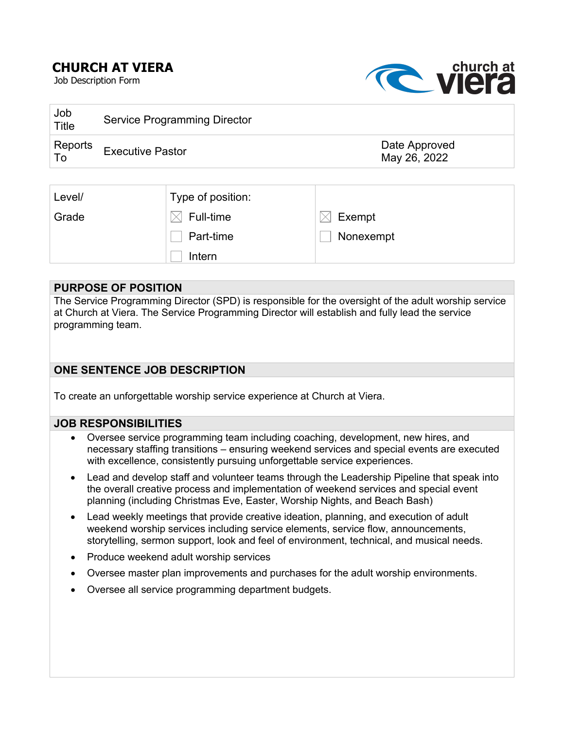# CHURCH AT VIERA

Job Description Form

| Job Title | Service Programming Director | |
|---|---|---|
| Reports To | Executive Pastor | Date Approved May 26, 2022 |

| Level/ Grade | Type of position: | |
|---|---|---|
| | ☒ Full-time | ☒ Exempt |
| | ☐ Part-time | ☐ Nonexempt |
| | ☐ Intern | |

## PURPOSE OF POSITION

The Service Programming Director (SPD) is responsible for the oversight of the adult worship service at Church at Viera. The Service Programming Director will establish and fully lead the service programming team.

## ONE SENTENCE JOB DESCRIPTION

To create an unforgettable worship service experience at Church at Viera.

## JOB RESPONSIBILITIES

- Oversee service programming team including coaching, development, new hires, and necessary staffing transitions – ensuring weekend services and special events are executed with excellence, consistently pursuing unforgettable service experiences.
- Lead and develop staff and volunteer teams through the Leadership Pipeline that speak into the overall creative process and implementation of weekend services and special event planning (including Christmas Eve, Easter, Worship Nights, and Beach Bash)
- Lead weekly meetings that provide creative ideation, planning, and execution of adult weekend worship services including service elements, service flow, announcements, storytelling, sermon support, look and feel of environment, technical, and musical needs.
- Produce weekend adult worship services
- Oversee master plan improvements and purchases for the adult worship environments.
- Oversee all service programming department budgets.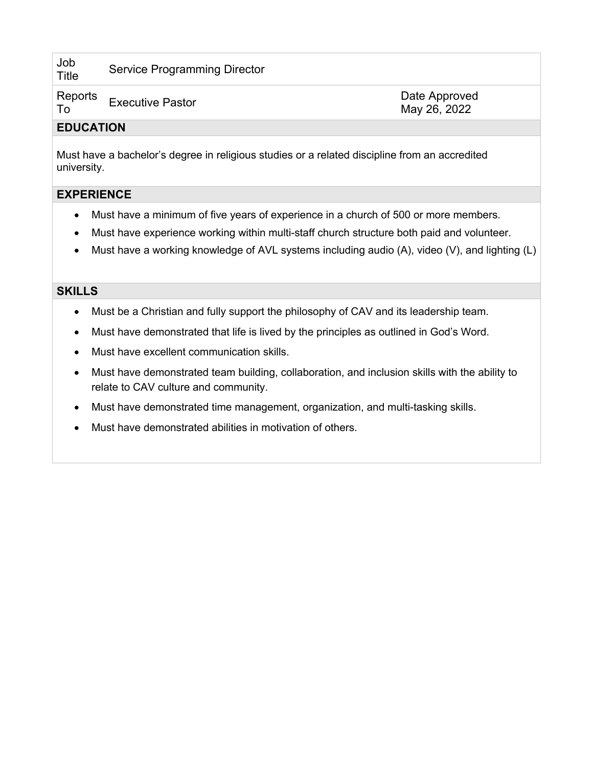| | | | |
|---|---|---|---|
| Job Title | Service Programming Director | | |
| Reports To | Executive Pastor | Date Approved May 26, 2022 | |

## EDUCATION

Must have a bachelor's degree in religious studies or a related discipline from an accredited university.

## EXPERIENCE

- Must have a minimum of five years of experience in a church of 500 or more members.
- Must have experience working within multi-staff church structure both paid and volunteer.
- Must have a working knowledge of AVL systems including audio (A), video (V), and lighting (L)

## SKILLS

- Must be a Christian and fully support the philosophy of CAV and its leadership team.
- Must have demonstrated that life is lived by the principles as outlined in God's Word.
- Must have excellent communication skills.
- Must have demonstrated team building, collaboration, and inclusion skills with the ability to relate to CAV culture and community.
- Must have demonstrated time management, organization, and multi-tasking skills.
- Must have demonstrated abilities in motivation of others.